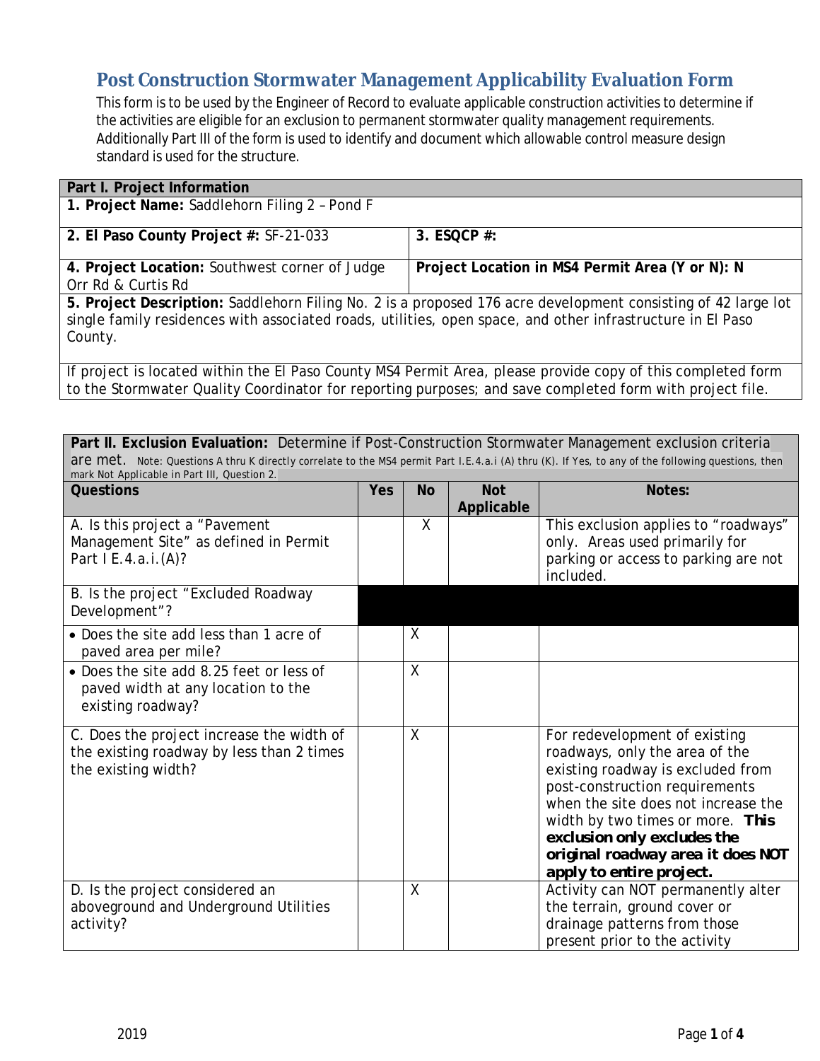# Post Construction Stormwater Management Applicability Evaluation Form

This form is to be used by the Engineer of Record to evaluate applicable construction activities to determine if the activities are eligible for an exclusion to permanent stormwater quality management requirements. Additionally Part III of the form is used to identify and document which allowable control measure design standard is used for the structure.

| **Part I. Project Information** | |
|---|---|
| **1. Project Name:** Saddlehorn Filing 2 – Pond F | |
| **2. El Paso County Project #:** SF-21-033 | **3. ESQCP #:** |
| **4. Project Location:** Southwest corner of Judge Orr Rd & Curtis Rd | **Project Location in MS4 Permit Area (Y or N): N** |
| **5. Project Description:** Saddlehorn Filing No. 2 is a proposed 176 acre development consisting of 42 large lot single family residences with associated roads, utilities, open space, and other infrastructure in El Paso County. | |
| If project is located within the El Paso County MS4 Permit Area, please provide copy of this completed form to the Stormwater Quality Coordinator for reporting purposes; and save completed form with project file. | |

**Part II. Exclusion Evaluation:** Determine if Post-Construction Stormwater Management exclusion criteria are met. Note: Questions A thru K directly correlate to the MS4 permit Part I.E.4.a.i (A) thru (K). If Yes, to any of the following questions, then mark Not Applicable in Part III, Question 2.

| Questions | Yes | No | Not Applicable | Notes: |
|---|---|---|---|---|
| A. Is this project a "Pavement Management Site" as defined in Permit Part I E.4.a.i.(A)? | | X | | This exclusion applies to "roadways" only. Areas used primarily for parking or access to parking are not included. |
| B. Is the project "Excluded Roadway Development"? | | | | |
| • Does the site add less than 1 acre of paved area per mile? | | X | | |
| • Does the site add 8.25 feet or less of paved width at any location to the existing roadway? | | X | | |
| C. Does the project increase the width of the existing roadway by less than 2 times the existing width? | | X | | For redevelopment of existing roadways, only the area of the existing roadway is excluded from post-construction requirements when the site does not increase the width by two times or more. **This exclusion only excludes the original roadway area it does NOT apply to entire project.** |
| D. Is the project considered an aboveground and Underground Utilities activity? | | X | | Activity can NOT permanently alter the terrain, ground cover or drainage patterns from those present prior to the activity |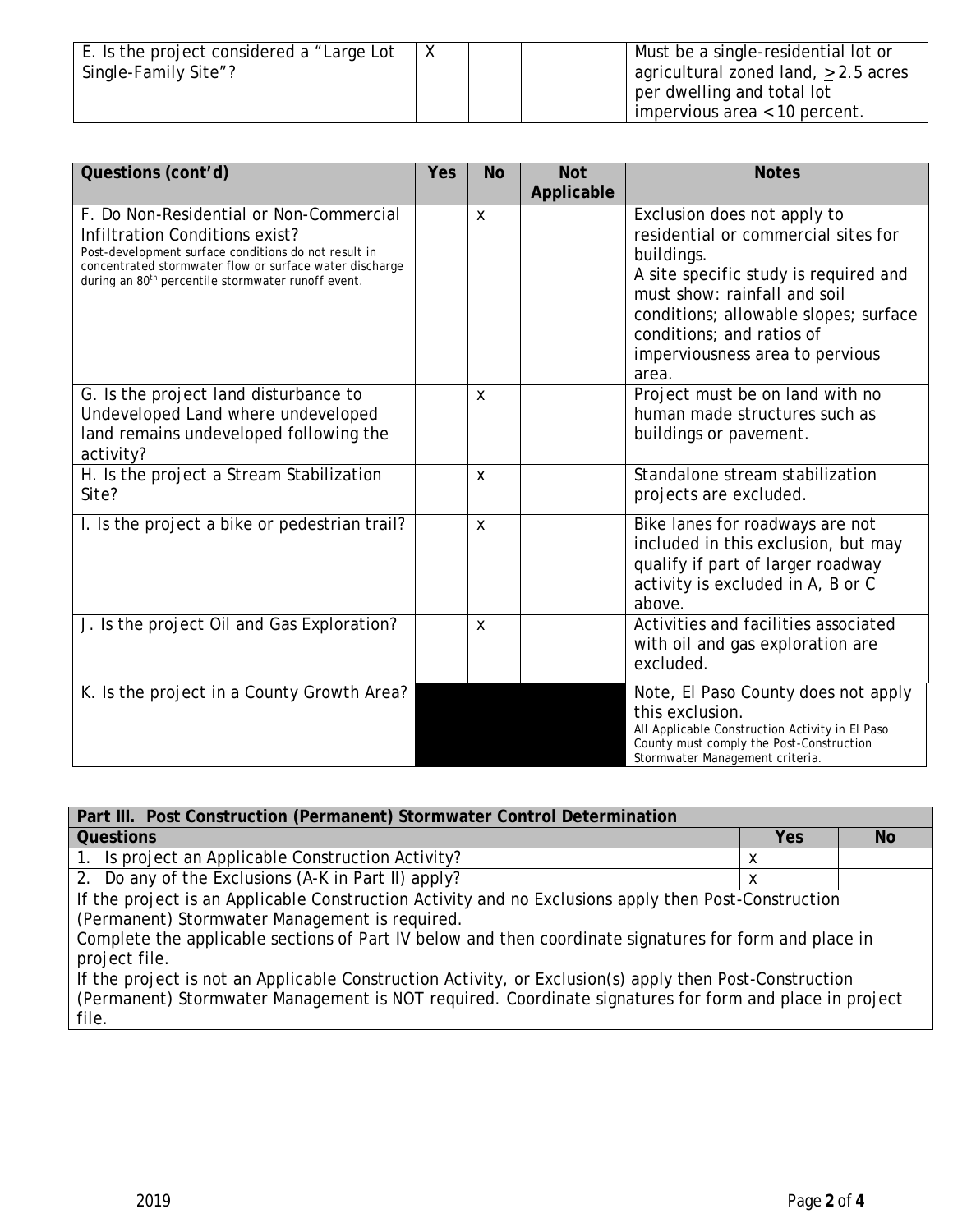| E. Is the project considered a "Large Lot Single-Family Site"? | X | | | Must be a single-residential lot or agricultural zoned land, $\geq$ 2.5 acres per dwelling and total lot impervious area < 10 percent. |
|---|---|---|---|---|

| Questions (cont'd) | Yes | No | Not Applicable | Notes |
|---|---|---|---|---|
| F. Do Non-Residential or Non-Commercial Infiltration Conditions exist? Post-development surface conditions do not result in concentrated stormwater flow or surface water discharge during an 80th percentile stormwater runoff event. | | X | | Exclusion does not apply to residential or commercial sites for buildings. A site specific study is required and must show: rainfall and soil conditions; allowable slopes; surface conditions; and ratios of imperviousness area to pervious area. |
| G. Is the project land disturbance to Undeveloped Land where undeveloped land remains undeveloped following the activity? | | X | | Project must be on land with no human made structures such as buildings or pavement. |
| H. Is the project a Stream Stabilization Site? | | X | | Standalone stream stabilization projects are excluded. |
| I. Is the project a bike or pedestrian trail? | | X | | Bike lanes for roadways are not included in this exclusion, but may qualify if part of larger roadway activity is excluded in A, B or C above. |
| J. Is the project Oil and Gas Exploration? | | X | | Activities and facilities associated with oil and gas exploration are excluded. |
| K. Is the project in a County Growth Area? | | | | Note, El Paso County does not apply this exclusion. All Applicable Construction Activity in El Paso County must comply the Post-Construction Stormwater Management criteria. |

| Part III. Post Construction (Permanent) Stormwater Control Determination | | |
|---|---|---|
| **Questions** | **Yes** | **No** |
| 1. Is project an Applicable Construction Activity? | X | |
| 2. Do any of the Exclusions (A-K in Part II) apply? | X | |

If the project is an Applicable Construction Activity and no Exclusions apply then Post-Construction (Permanent) Stormwater Management is required.
Complete the applicable sections of Part IV below and then coordinate signatures for form and place in project file.
If the project is not an Applicable Construction Activity, or Exclusion(s) apply then Post-Construction (Permanent) Stormwater Management is NOT required. Coordinate signatures for form and place in project file.

2019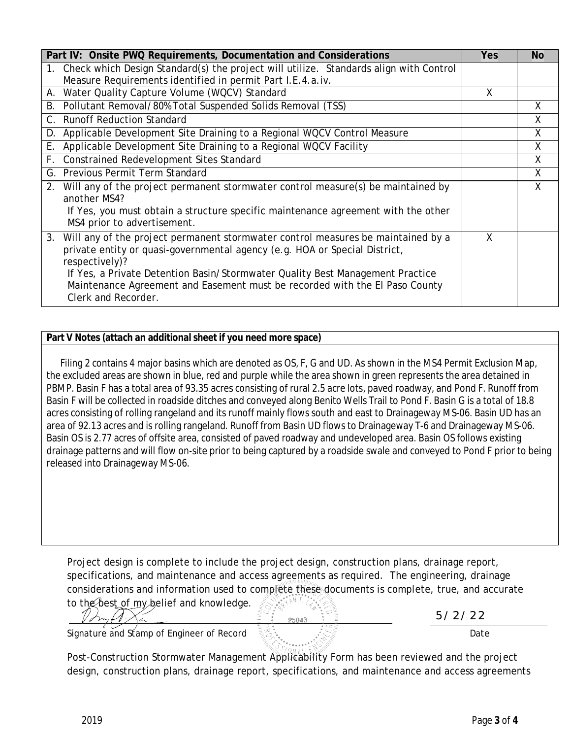| Part IV: Onsite PWQ Requirements, Documentation and Considerations | Yes | No |
|---|---|---|
| 1. Check which Design Standard(s) the project will utilize. Standards align with Control Measure Requirements identified in permit Part I.E.4.a.iv. | | |
| A. Water Quality Capture Volume (WQCV) Standard | X | |
| B. Pollutant Removal/80% Total Suspended Solids Removal (TSS) | | X |
| C. Runoff Reduction Standard | | X |
| D. Applicable Development Site Draining to a Regional WQCV Control Measure | | X |
| E. Applicable Development Site Draining to a Regional WQCV Facility | | X |
| F. Constrained Redevelopment Sites Standard | | X |
| G. Previous Permit Term Standard | | X |
| 2. Will any of the project permanent stormwater control measure(s) be maintained by another MS4? If Yes, you must obtain a structure specific maintenance agreement with the other MS4 prior to advertisement. | | X |
| 3. Will any of the project permanent stormwater control measures be maintained by a private entity or quasi-governmental agency (e.g. HOA or Special District, respectively)? If Yes, a Private Detention Basin/Stormwater Quality Best Management Practice Maintenance Agreement and Easement must be recorded with the El Paso County Clerk and Recorder. | X | |

**Part V Notes (attach an additional sheet if you need more space)**

Filing 2 contains 4 major basins which are denoted as OS, F, G and UD. As shown in the MS4 Permit Exclusion Map, the excluded areas are shown in blue, red and purple while the area shown in green represents the area detained in PBMP. Basin F has a total area of 93.35 acres consisting of rural 2.5 acre lots, paved roadway, and Pond F. Runoff from Basin F will be collected in roadside ditches and conveyed along Benito Wells Trail to Pond F. Basin G is a total of 18.8 acres consisting of rolling rangeland and its runoff mainly flows south and east to Drainageway MS-06. Basin UD has an area of 92.13 acres and is rolling rangeland. Runoff from Basin UD flows to Drainageway T-6 and Drainageway MS-06. Basin OS is 2.77 acres of offsite area, consisted of paved roadway and undeveloped area. Basin OS follows existing drainage patterns and will flow on-site prior to being captured by a roadside swale and conveyed to Pond F prior to being released into Drainageway MS-06.

Project design is complete to include the project design, construction plans, drainage report, specifications, and maintenance and access agreements as required. The engineering, drainage considerations and information used to complete these documents is complete, true, and accurate to the best of my belief and knowledge.

Signature and Stamp of Engineer of Record — 25043

Date: 5/2/22

Post-Construction Stormwater Management Applicability Form has been reviewed and the project design, construction plans, drainage report, specifications, and maintenance and access agreements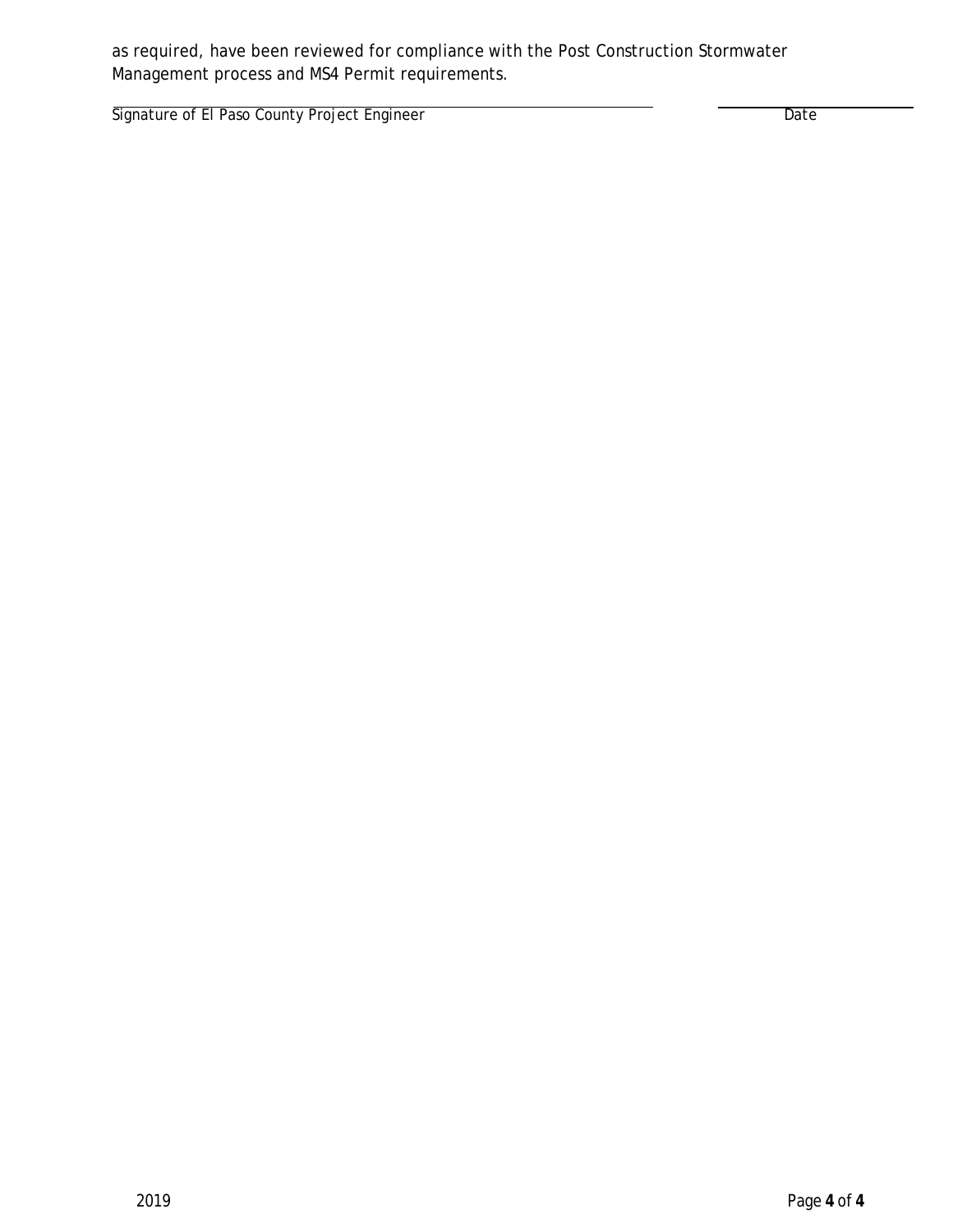as required, have been reviewed for compliance with the Post Construction Stormwater Management process and MS4 Permit requirements.

Signature of El Paso County Project Engineer

Date

2019